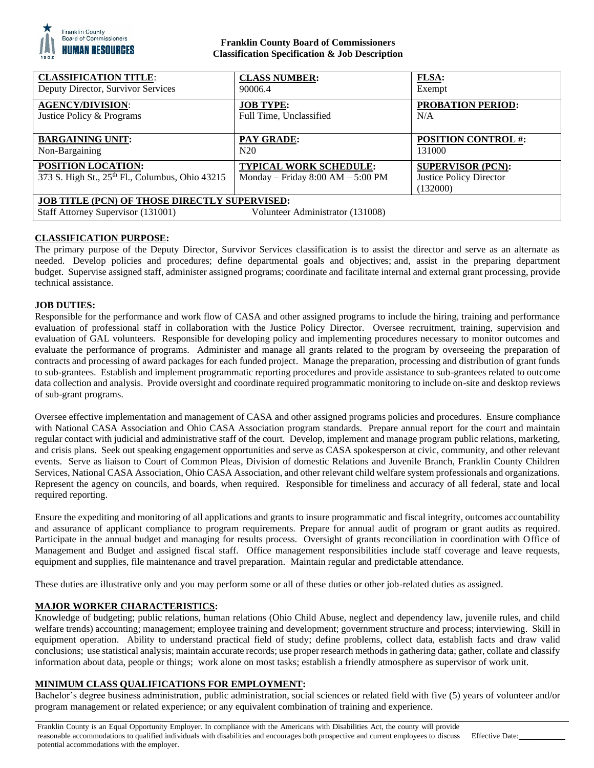**Franklin County Board of Commissioners**
**Classification Specification & Job Description**

| **CLASSIFICATION TITLE**: Deputy Director, Survivor Services | **CLASS NUMBER:** 90006.4 | **FLSA:** Exempt |
|---|---|---|
| **AGENCY/DIVISION**: Justice Policy & Programs | **JOB TYPE:** Full Time, Unclassified | **PROBATION PERIOD:** N/A |
| **BARGAINING UNIT:** Non-Bargaining | **PAY GRADE:** N20 | **POSITION CONTROL #:** 131000 |
| **POSITION LOCATION:** 373 S. High St., 25th Fl., Columbus, Ohio 43215 | **TYPICAL WORK SCHEDULE:** Monday – Friday 8:00 AM – 5:00 PM | **SUPERVISOR (PCN):** Justice Policy Director (132000) |
| **JOB TITLE (PCN) OF THOSE DIRECTLY SUPERVISED:** Staff Attorney Supervisor (131001) Volunteer Administrator (131008) | | |

## CLASSIFICATION PURPOSE:

The primary purpose of the Deputy Director, Survivor Services classification is to assist the director and serve as an alternate as needed. Develop policies and procedures; define departmental goals and objectives; and, assist in the preparing department budget. Supervise assigned staff, administer assigned programs; coordinate and facilitate internal and external grant processing, provide technical assistance.

## JOB DUTIES:

Responsible for the performance and work flow of CASA and other assigned programs to include the hiring, training and performance evaluation of professional staff in collaboration with the Justice Policy Director. Oversee recruitment, training, supervision and evaluation of GAL volunteers. Responsible for developing policy and implementing procedures necessary to monitor outcomes and evaluate the performance of programs. Administer and manage all grants related to the program by overseeing the preparation of contracts and processing of award packages for each funded project. Manage the preparation, processing and distribution of grant funds to sub-grantees. Establish and implement programmatic reporting procedures and provide assistance to sub-grantees related to outcome data collection and analysis. Provide oversight and coordinate required programmatic monitoring to include on-site and desktop reviews of sub-grant programs.

Oversee effective implementation and management of CASA and other assigned programs policies and procedures. Ensure compliance with National CASA Association and Ohio CASA Association program standards. Prepare annual report for the court and maintain regular contact with judicial and administrative staff of the court. Develop, implement and manage program public relations, marketing, and crisis plans. Seek out speaking engagement opportunities and serve as CASA spokesperson at civic, community, and other relevant events. Serve as liaison to Court of Common Pleas, Division of domestic Relations and Juvenile Branch, Franklin County Children Services, National CASA Association, Ohio CASA Association, and other relevant child welfare system professionals and organizations. Represent the agency on councils, and boards, when required. Responsible for timeliness and accuracy of all federal, state and local required reporting.

Ensure the expediting and monitoring of all applications and grants to insure programmatic and fiscal integrity, outcomes accountability and assurance of applicant compliance to program requirements. Prepare for annual audit of program or grant audits as required. Participate in the annual budget and managing for results process. Oversight of grants reconciliation in coordination with Office of Management and Budget and assigned fiscal staff. Office management responsibilities include staff coverage and leave requests, equipment and supplies, file maintenance and travel preparation. Maintain regular and predictable attendance.

These duties are illustrative only and you may perform some or all of these duties or other job-related duties as assigned.

## MAJOR WORKER CHARACTERISTICS:

Knowledge of budgeting; public relations, human relations (Ohio Child Abuse, neglect and dependency law, juvenile rules, and child welfare trends) accounting; management; employee training and development; government structure and process; interviewing. Skill in equipment operation. Ability to understand practical field of study; define problems, collect data, establish facts and draw valid conclusions; use statistical analysis; maintain accurate records; use proper research methods in gathering data; gather, collate and classify information about data, people or things; work alone on most tasks; establish a friendly atmosphere as supervisor of work unit.

## MINIMUM CLASS QUALIFICATIONS FOR EMPLOYMENT:

Bachelor's degree business administration, public administration, social sciences or related field with five (5) years of volunteer and/or program management or related experience; or any equivalent combination of training and experience.

Franklin County is an Equal Opportunity Employer. In compliance with the Americans with Disabilities Act, the county will provide reasonable accommodations to qualified individuals with disabilities and encourages both prospective and current employees to discuss potential accommodations with the employer.

Effective Date:___________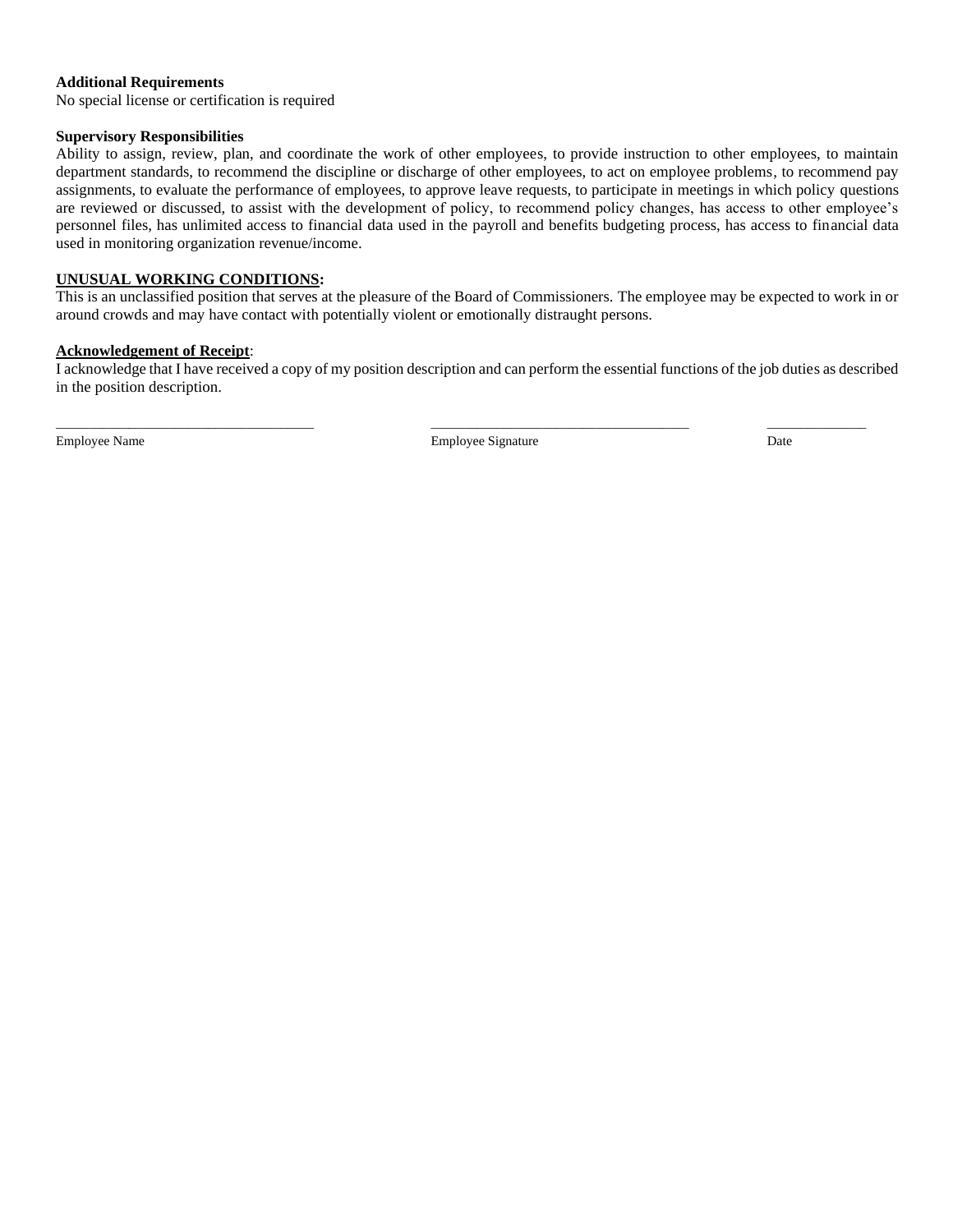**Additional Requirements**
No special license or certification is required

**Supervisory Responsibilities**
Ability to assign, review, plan, and coordinate the work of other employees, to provide instruction to other employees, to maintain department standards, to recommend the discipline or discharge of other employees, to act on employee problems, to recommend pay assignments, to evaluate the performance of employees, to approve leave requests, to participate in meetings in which policy questions are reviewed or discussed, to assist with the development of policy, to recommend policy changes, has access to other employee's personnel files, has unlimited access to financial data used in the payroll and benefits budgeting process, has access to financial data used in monitoring organization revenue/income.

**UNUSUAL WORKING CONDITIONS:**
This is an unclassified position that serves at the pleasure of the Board of Commissioners. The employee may be expected to work in or around crowds and may have contact with potentially violent or emotionally distraught persons.

**Acknowledgement of Receipt**:
I acknowledge that I have received a copy of my position description and can perform the essential functions of the job duties as described in the position description.

| | | |
|---|---|---|
| _____________________________________ | _____________________________________ | ______________ |
| Employee Name | Employee Signature | Date |